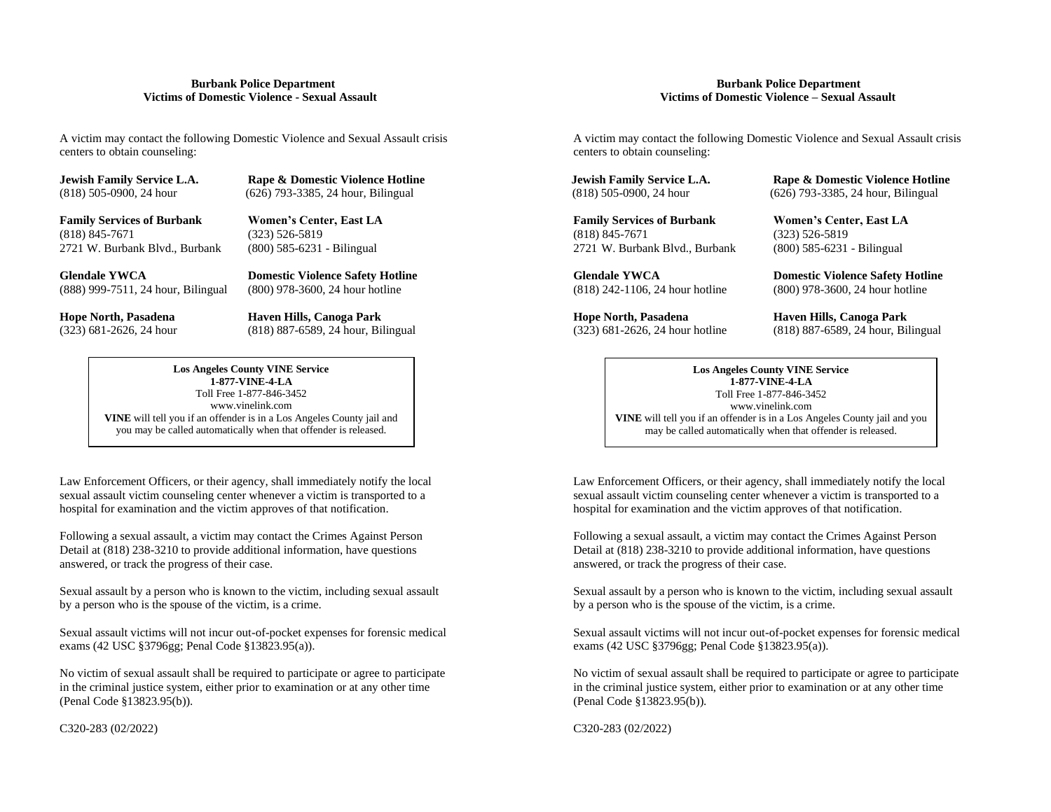**Burbank Police Department**
**Victims of Domestic Violence - Sexual Assault**

A victim may contact the following Domestic Violence and Sexual Assault crisis centers to obtain counseling:

**Jewish Family Service L.A.**
(818) 505-0900, 24 hour

**Rape & Domestic Violence Hotline**
(626) 793-3385, 24 hour, Bilingual

**Family Services of Burbank**
(818) 845-7671
2721 W. Burbank Blvd., Burbank

**Women's Center, East LA**
(323) 526-5819
(800) 585-6231 - Bilingual

**Glendale YWCA**
(888) 999-7511, 24 hour, Bilingual

**Domestic Violence Safety Hotline**
(800) 978-3600, 24 hour hotline

**Hope North, Pasadena**
(323) 681-2626, 24 hour

**Haven Hills, Canoga Park**
(818) 887-6589, 24 hour, Bilingual

> **Los Angeles County VINE Service**
> **1-877-VINE-4-LA**
> Toll Free 1-877-846-3452
> www.vinelink.com
> **VINE** will tell you if an offender is in a Los Angeles County jail and you may be called automatically when that offender is released.

Law Enforcement Officers, or their agency, shall immediately notify the local sexual assault victim counseling center whenever a victim is transported to a hospital for examination and the victim approves of that notification.

Following a sexual assault, a victim may contact the Crimes Against Person Detail at (818) 238-3210 to provide additional information, have questions answered, or track the progress of their case.

Sexual assault by a person who is known to the victim, including sexual assault by a person who is the spouse of the victim, is a crime.

Sexual assault victims will not incur out-of-pocket expenses for forensic medical exams (42 USC §3796gg; Penal Code §13823.95(a)).

No victim of sexual assault shall be required to participate or agree to participate in the criminal justice system, either prior to examination or at any other time (Penal Code §13823.95(b)).

C320-283 (02/2022)

**Burbank Police Department**
**Victims of Domestic Violence – Sexual Assault**

A victim may contact the following Domestic Violence and Sexual Assault crisis centers to obtain counseling:

**Jewish Family Service L.A.**
(818) 505-0900, 24 hour

**Rape & Domestic Violence Hotline**
(626) 793-3385, 24 hour, Bilingual

**Family Services of Burbank**
(818) 845-7671
2721 W. Burbank Blvd., Burbank

**Women's Center, East LA**
(323) 526-5819
(800) 585-6231 - Bilingual

**Glendale YWCA**
(818) 242-1106, 24 hour hotline

**Domestic Violence Safety Hotline**
(800) 978-3600, 24 hour hotline

**Hope North, Pasadena**
(323) 681-2626, 24 hour hotline

**Haven Hills, Canoga Park**
(818) 887-6589, 24 hour, Bilingual

> **Los Angeles County VINE Service**
> **1-877-VINE-4-LA**
> Toll Free 1-877-846-3452
> www.vinelink.com
> **VINE** will tell you if an offender is in a Los Angeles County jail and you may be called automatically when that offender is released.

Law Enforcement Officers, or their agency, shall immediately notify the local sexual assault victim counseling center whenever a victim is transported to a hospital for examination and the victim approves of that notification.

Following a sexual assault, a victim may contact the Crimes Against Person Detail at (818) 238-3210 to provide additional information, have questions answered, or track the progress of their case.

Sexual assault by a person who is known to the victim, including sexual assault by a person who is the spouse of the victim, is a crime.

Sexual assault victims will not incur out-of-pocket expenses for forensic medical exams (42 USC §3796gg; Penal Code §13823.95(a)).

No victim of sexual assault shall be required to participate or agree to participate in the criminal justice system, either prior to examination or at any other time (Penal Code §13823.95(b)).

C320-283 (02/2022)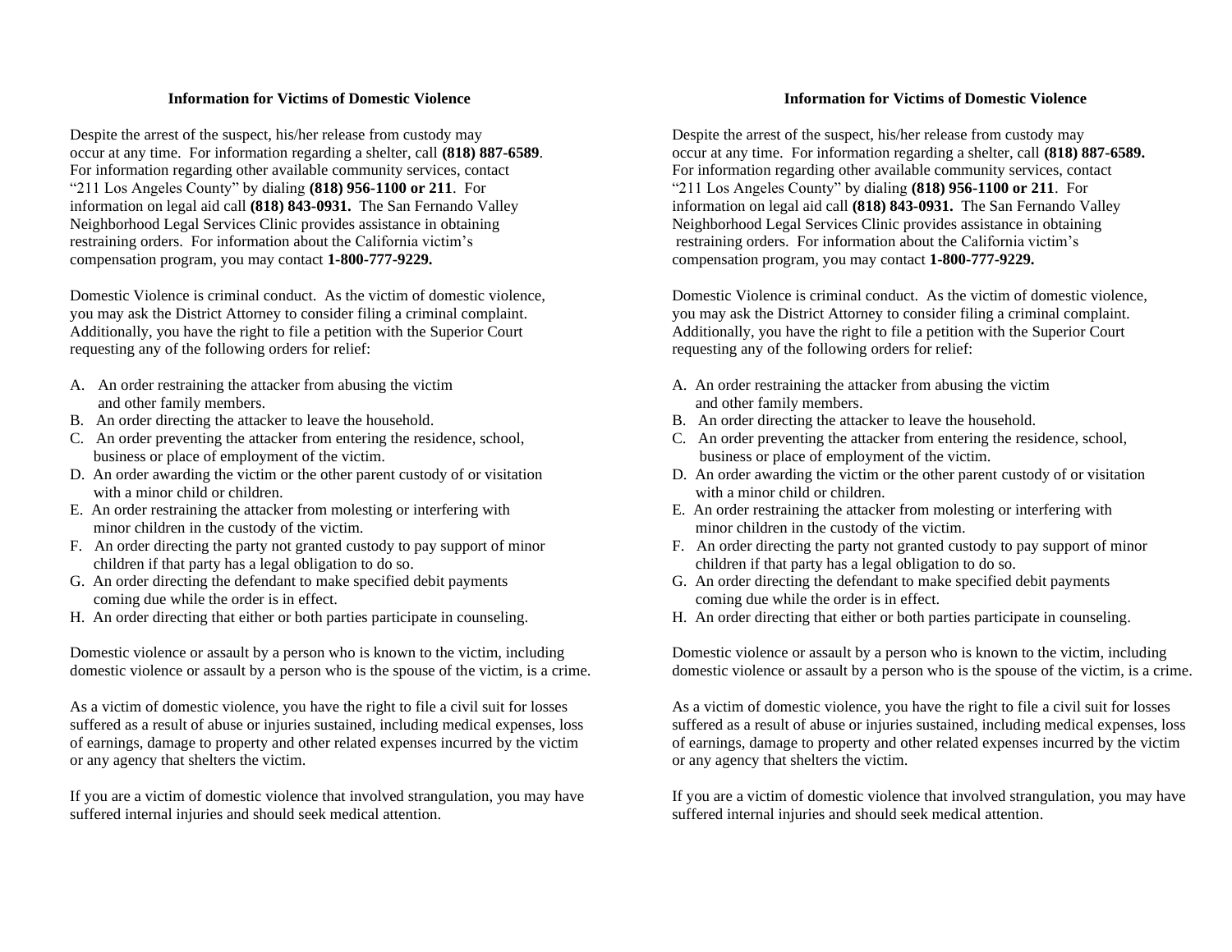### Information for Victims of Domestic Violence

Despite the arrest of the suspect, his/her release from custody may occur at any time. For information regarding a shelter, call **(818) 887-6589**. For information regarding other available community services, contact "211 Los Angeles County" by dialing **(818) 956-1100 or 211**. For information on legal aid call **(818) 843-0931.** The San Fernando Valley Neighborhood Legal Services Clinic provides assistance in obtaining restraining orders. For information about the California victim's compensation program, you may contact **1-800-777-9229.**

Domestic Violence is criminal conduct. As the victim of domestic violence, you may ask the District Attorney to consider filing a criminal complaint. Additionally, you have the right to file a petition with the Superior Court requesting any of the following orders for relief:

A. An order restraining the attacker from abusing the victim and other family members.
B. An order directing the attacker to leave the household.
C. An order preventing the attacker from entering the residence, school, business or place of employment of the victim.
D. An order awarding the victim or the other parent custody of or visitation with a minor child or children.
E. An order restraining the attacker from molesting or interfering with minor children in the custody of the victim.
F. An order directing the party not granted custody to pay support of minor children if that party has a legal obligation to do so.
G. An order directing the defendant to make specified debit payments coming due while the order is in effect.
H. An order directing that either or both parties participate in counseling.

Domestic violence or assault by a person who is known to the victim, including domestic violence or assault by a person who is the spouse of the victim, is a crime.

As a victim of domestic violence, you have the right to file a civil suit for losses suffered as a result of abuse or injuries sustained, including medical expenses, loss of earnings, damage to property and other related expenses incurred by the victim or any agency that shelters the victim.

If you are a victim of domestic violence that involved strangulation, you may have suffered internal injuries and should seek medical attention.

### Information for Victims of Domestic Violence

Despite the arrest of the suspect, his/her release from custody may occur at any time. For information regarding a shelter, call **(818) 887-6589.** For information regarding other available community services, contact "211 Los Angeles County" by dialing **(818) 956-1100 or 211**. For information on legal aid call **(818) 843-0931.** The San Fernando Valley Neighborhood Legal Services Clinic provides assistance in obtaining restraining orders. For information about the California victim's compensation program, you may contact **1-800-777-9229.**

Domestic Violence is criminal conduct. As the victim of domestic violence, you may ask the District Attorney to consider filing a criminal complaint. Additionally, you have the right to file a petition with the Superior Court requesting any of the following orders for relief:

A. An order restraining the attacker from abusing the victim and other family members.
B. An order directing the attacker to leave the household.
C. An order preventing the attacker from entering the residence, school, business or place of employment of the victim.
D. An order awarding the victim or the other parent custody of or visitation with a minor child or children.
E. An order restraining the attacker from molesting or interfering with minor children in the custody of the victim.
F. An order directing the party not granted custody to pay support of minor children if that party has a legal obligation to do so.
G. An order directing the defendant to make specified debit payments coming due while the order is in effect.
H. An order directing that either or both parties participate in counseling.

Domestic violence or assault by a person who is known to the victim, including domestic violence or assault by a person who is the spouse of the victim, is a crime.

As a victim of domestic violence, you have the right to file a civil suit for losses suffered as a result of abuse or injuries sustained, including medical expenses, loss of earnings, damage to property and other related expenses incurred by the victim or any agency that shelters the victim.

If you are a victim of domestic violence that involved strangulation, you may have suffered internal injuries and should seek medical attention.